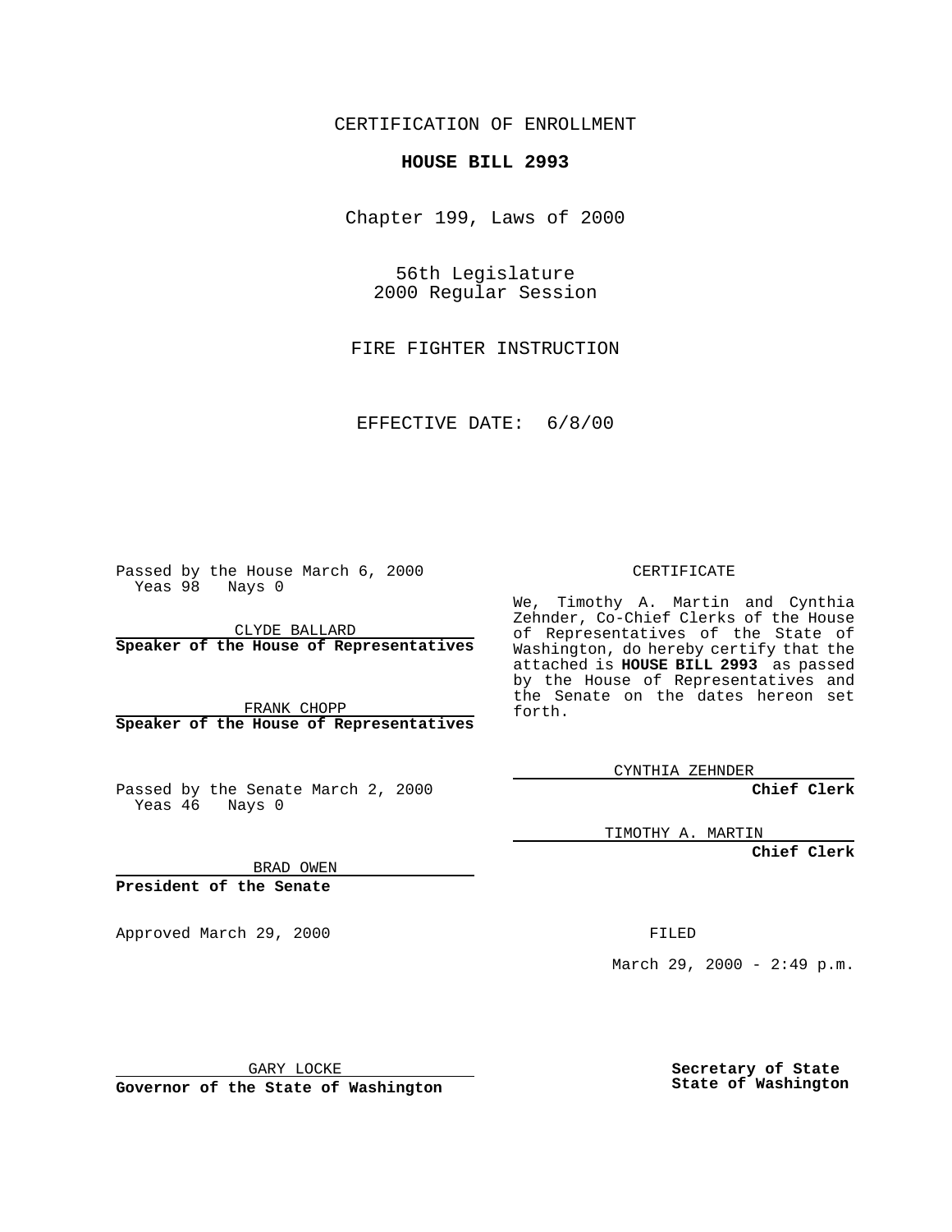CERTIFICATION OF ENROLLMENT

**HOUSE BILL 2993**

Chapter 199, Laws of 2000

56th Legislature
2000 Regular Session

FIRE FIGHTER INSTRUCTION

EFFECTIVE DATE: 6/8/00

Passed by the House March 6, 2000
Yeas 98 Nays 0

CLYDE BALLARD
**Speaker of the House of Representatives**

FRANK CHOPP
**Speaker of the House of Representatives**

Passed by the Senate March 2, 2000
Yeas 46 Nays 0

BRAD OWEN
**President of the Senate**

Approved March 29, 2000

GARY LOCKE
**Governor of the State of Washington**

CERTIFICATE

We, Timothy A. Martin and Cynthia Zehnder, Co-Chief Clerks of the House of Representatives of the State of Washington, do hereby certify that the attached is **HOUSE BILL 2993** as passed by the House of Representatives and the Senate on the dates hereon set forth.

CYNTHIA ZEHNDER
**Chief Clerk**

TIMOTHY A. MARTIN
**Chief Clerk**

FILED

March 29, 2000 - 2:49 p.m.

**Secretary of State**
**State of Washington**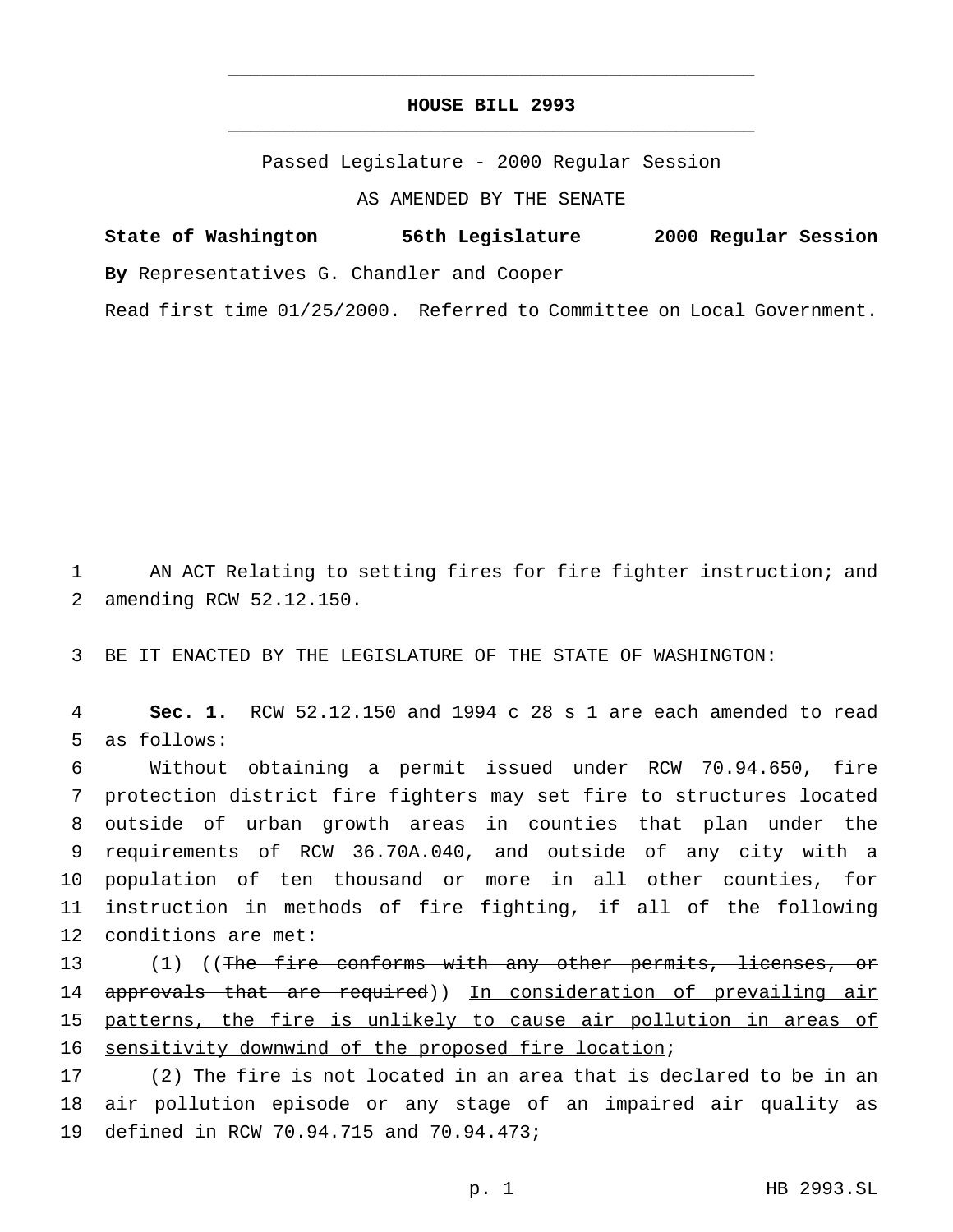# HOUSE BILL 2993

Passed Legislature - 2000 Regular Session

AS AMENDED BY THE SENATE

**State of Washington 56th Legislature 2000 Regular Session**

**By** Representatives G. Chandler and Cooper

Read first time 01/25/2000. Referred to Committee on Local Government.

AN ACT Relating to setting fires for fire fighter instruction; and amending RCW 52.12.150.

BE IT ENACTED BY THE LEGISLATURE OF THE STATE OF WASHINGTON:

**Sec. 1.** RCW 52.12.150 and 1994 c 28 s 1 are each amended to read as follows:

Without obtaining a permit issued under RCW 70.94.650, fire protection district fire fighters may set fire to structures located outside of urban growth areas in counties that plan under the requirements of RCW 36.70A.040, and outside of any city with a population of ten thousand or more in all other counties, for instruction in methods of fire fighting, if all of the following conditions are met:

(1) ((~~The fire conforms with any other permits, licenses, or approvals that are required~~)) <u>In consideration of prevailing air patterns, the fire is unlikely to cause air pollution in areas of sensitivity downwind of the proposed fire location</u>;

(2) The fire is not located in an area that is declared to be in an air pollution episode or any stage of an impaired air quality as defined in RCW 70.94.715 and 70.94.473;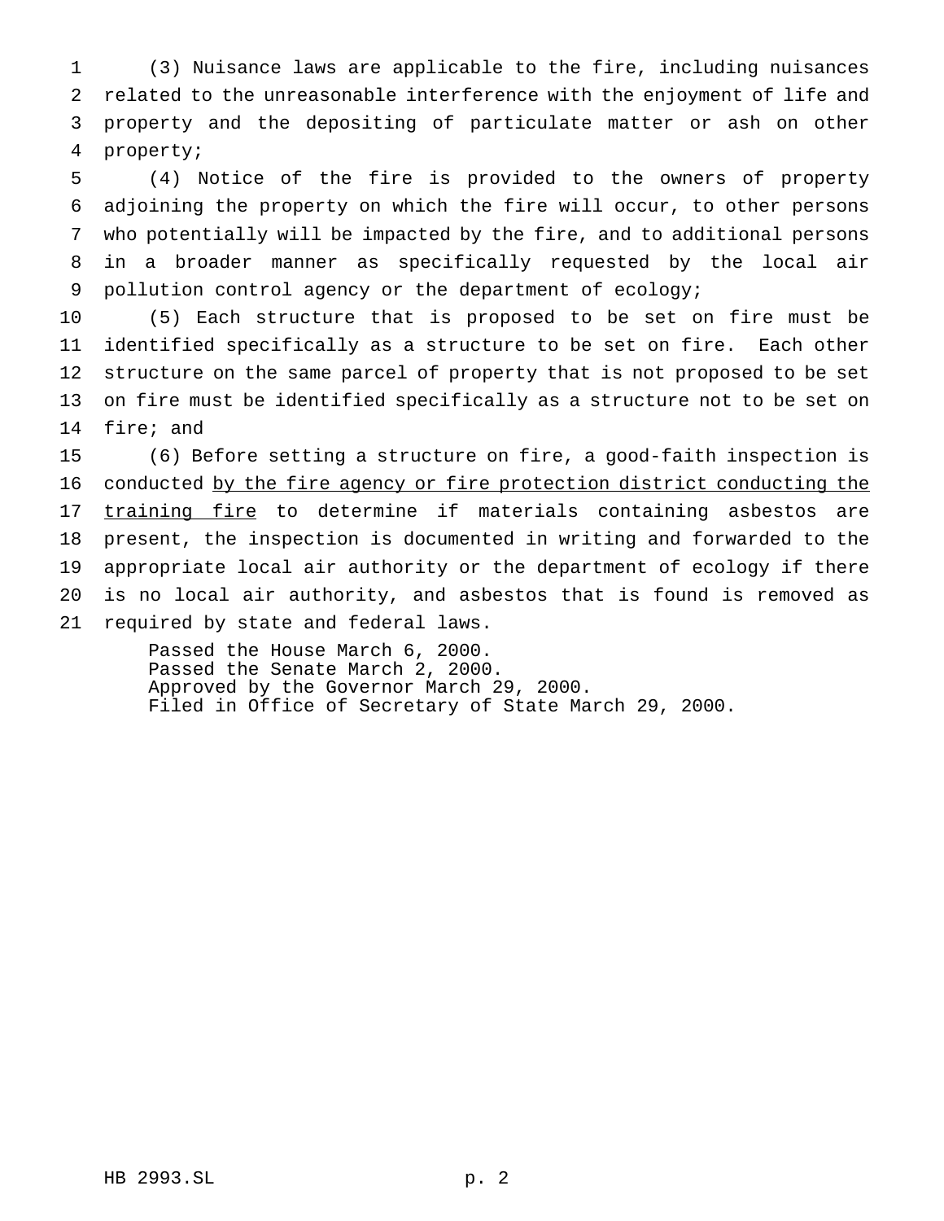(3) Nuisance laws are applicable to the fire, including nuisances related to the unreasonable interference with the enjoyment of life and property and the depositing of particulate matter or ash on other property;

(4) Notice of the fire is provided to the owners of property adjoining the property on which the fire will occur, to other persons who potentially will be impacted by the fire, and to additional persons in a broader manner as specifically requested by the local air pollution control agency or the department of ecology;

(5) Each structure that is proposed to be set on fire must be identified specifically as a structure to be set on fire. Each other structure on the same parcel of property that is not proposed to be set on fire must be identified specifically as a structure not to be set on fire; and

(6) Before setting a structure on fire, a good-faith inspection is conducted <u>by the fire agency or fire protection district conducting the training fire</u> to determine if materials containing asbestos are present, the inspection is documented in writing and forwarded to the appropriate local air authority or the department of ecology if there is no local air authority, and asbestos that is found is removed as required by state and federal laws.

Passed the House March 6, 2000.
Passed the Senate March 2, 2000.
Approved by the Governor March 29, 2000.
Filed in Office of Secretary of State March 29, 2000.